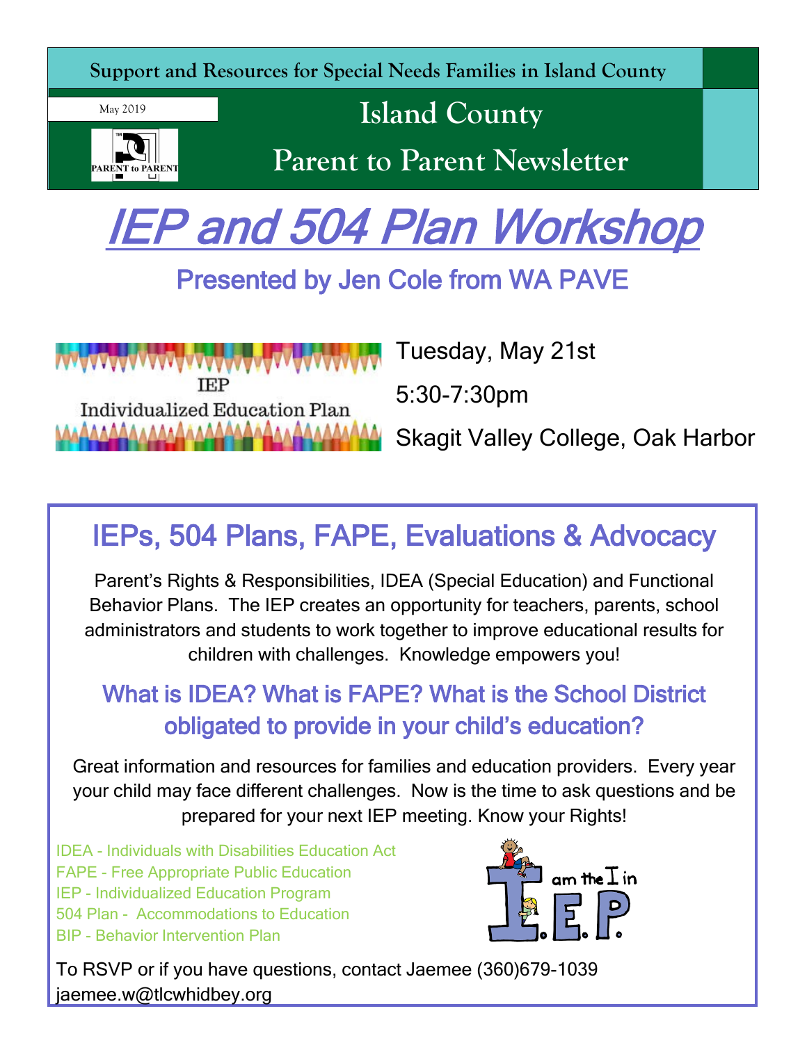Support and Resources for Special Needs Families in Island County

May 2019

# Island County Parent to Parent Newsletter

# IEP and 504 Plan Workshop

## Presented by Jen Cole from WA PAVE

IEP
Individualized Education Plan

Tuesday, May 21st

5:30-7:30pm

Skagit Valley College, Oak Harbor

## IEPs, 504 Plans, FAPE, Evaluations & Advocacy

Parent's Rights & Responsibilities, IDEA (Special Education) and Functional Behavior Plans. The IEP creates an opportunity for teachers, parents, school administrators and students to work together to improve educational results for children with challenges. Knowledge empowers you!

### What is IDEA? What is FAPE? What is the School District obligated to provide in your child's education?

Great information and resources for families and education providers. Every year your child may face different challenges. Now is the time to ask questions and be prepared for your next IEP meeting. Know your Rights!

IDEA - Individuals with Disabilities Education Act
FAPE - Free Appropriate Public Education
IEP - Individualized Education Program
504 Plan - Accommodations to Education
BIP - Behavior Intervention Plan

I am the I in I.E.P.

To RSVP or if you have questions, contact Jaemee (360)679-1039
jaemee.w@tlcwhidbey.org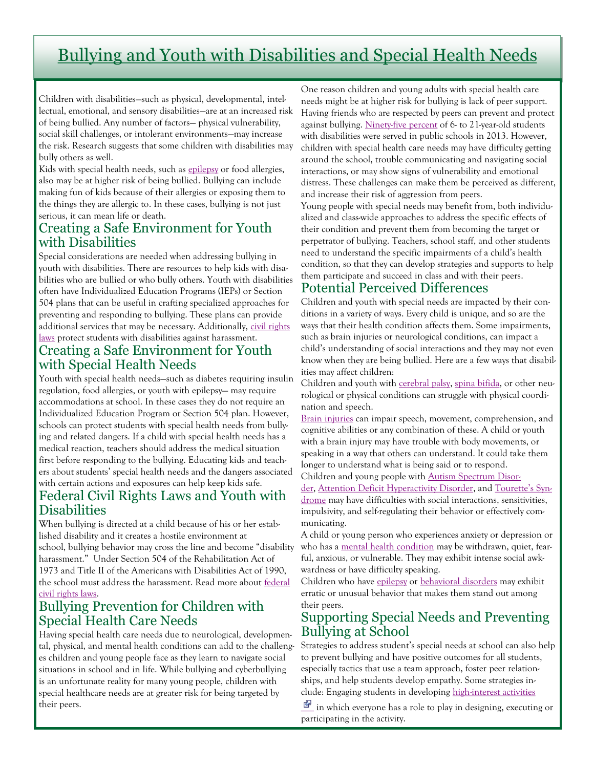# Bullying and Youth with Disabilities and Special Health Needs

Children with disabilities—such as physical, developmental, intellectual, emotional, and sensory disabilities—are at an increased risk of being bullied. Any number of factors— physical vulnerability, social skill challenges, or intolerant environments—may increase the risk. Research suggests that some children with disabilities may bully others as well.

Kids with special health needs, such as epilepsy or food allergies, also may be at higher risk of being bullied. Bullying can include making fun of kids because of their allergies or exposing them to the things they are allergic to. In these cases, bullying is not just serious, it can mean life or death.

## Creating a Safe Environment for Youth with Disabilities

Special considerations are needed when addressing bullying in youth with disabilities. There are resources to help kids with disabilities who are bullied or who bully others. Youth with disabilities often have Individualized Education Programs (IEPs) or Section 504 plans that can be useful in crafting specialized approaches for preventing and responding to bullying. These plans can provide additional services that may be necessary. Additionally, civil rights laws protect students with disabilities against harassment.

## Creating a Safe Environment for Youth with Special Health Needs

Youth with special health needs—such as diabetes requiring insulin regulation, food allergies, or youth with epilepsy— may require accommodations at school. In these cases they do not require an Individualized Education Program or Section 504 plan. However, schools can protect students with special health needs from bullying and related dangers. If a child with special health needs has a medical reaction, teachers should address the medical situation first before responding to the bullying. Educating kids and teachers about students' special health needs and the dangers associated with certain actions and exposures can help keep kids safe.

## Federal Civil Rights Laws and Youth with Disabilities

When bullying is directed at a child because of his or her established disability and it creates a hostile environment at school, bullying behavior may cross the line and become "disability harassment." Under Section 504 of the Rehabilitation Act of 1973 and Title II of the Americans with Disabilities Act of 1990, the school must address the harassment. Read more about federal civil rights laws.

## Bullying Prevention for Children with Special Health Care Needs

Having special health care needs due to neurological, developmental, physical, and mental health conditions can add to the challenges children and young people face as they learn to navigate social situations in school and in life. While bullying and cyberbullying is an unfortunate reality for many young people, children with special healthcare needs are at greater risk for being targeted by their peers.

One reason children and young adults with special health care needs might be at higher risk for bullying is lack of peer support. Having friends who are respected by peers can prevent and protect against bullying. Ninety-five percent of 6- to 21-year-old students with disabilities were served in public schools in 2013. However, children with special health care needs may have difficulty getting around the school, trouble communicating and navigating social interactions, or may show signs of vulnerability and emotional distress. These challenges can make them be perceived as different, and increase their risk of aggression from peers.

Young people with special needs may benefit from, both individualized and class-wide approaches to address the specific effects of their condition and prevent them from becoming the target or perpetrator of bullying. Teachers, school staff, and other students need to understand the specific impairments of a child's health condition, so that they can develop strategies and supports to help them participate and succeed in class and with their peers.

## Potential Perceived Differences

Children and youth with special needs are impacted by their conditions in a variety of ways. Every child is unique, and so are the ways that their health condition affects them. Some impairments, such as brain injuries or neurological conditions, can impact a child's understanding of social interactions and they may not even know when they are being bullied. Here are a few ways that disabilities may affect children:

Children and youth with cerebral palsy, spina bifida, or other neurological or physical conditions can struggle with physical coordination and speech.

Brain injuries can impair speech, movement, comprehension, and cognitive abilities or any combination of these. A child or youth with a brain injury may have trouble with body movements, or speaking in a way that others can understand. It could take them longer to understand what is being said or to respond.

Children and young people with Autism Spectrum Disorder, Attention Deficit Hyperactivity Disorder, and Tourette's Syndrome may have difficulties with social interactions, sensitivities, impulsivity, and self-regulating their behavior or effectively communicating.

A child or young person who experiences anxiety or depression or who has a mental health condition may be withdrawn, quiet, fearful, anxious, or vulnerable. They may exhibit intense social awkwardness or have difficulty speaking.

Children who have epilepsy or behavioral disorders may exhibit erratic or unusual behavior that makes them stand out among their peers.

## Supporting Special Needs and Preventing Bullying at School

Strategies to address student's special needs at school can also help to prevent bullying and have positive outcomes for all students, especially tactics that use a team approach, foster peer relationships, and help students develop empathy. Some strategies include: Engaging students in developing high-interest activities in which everyone has a role to play in designing, executing or participating in the activity.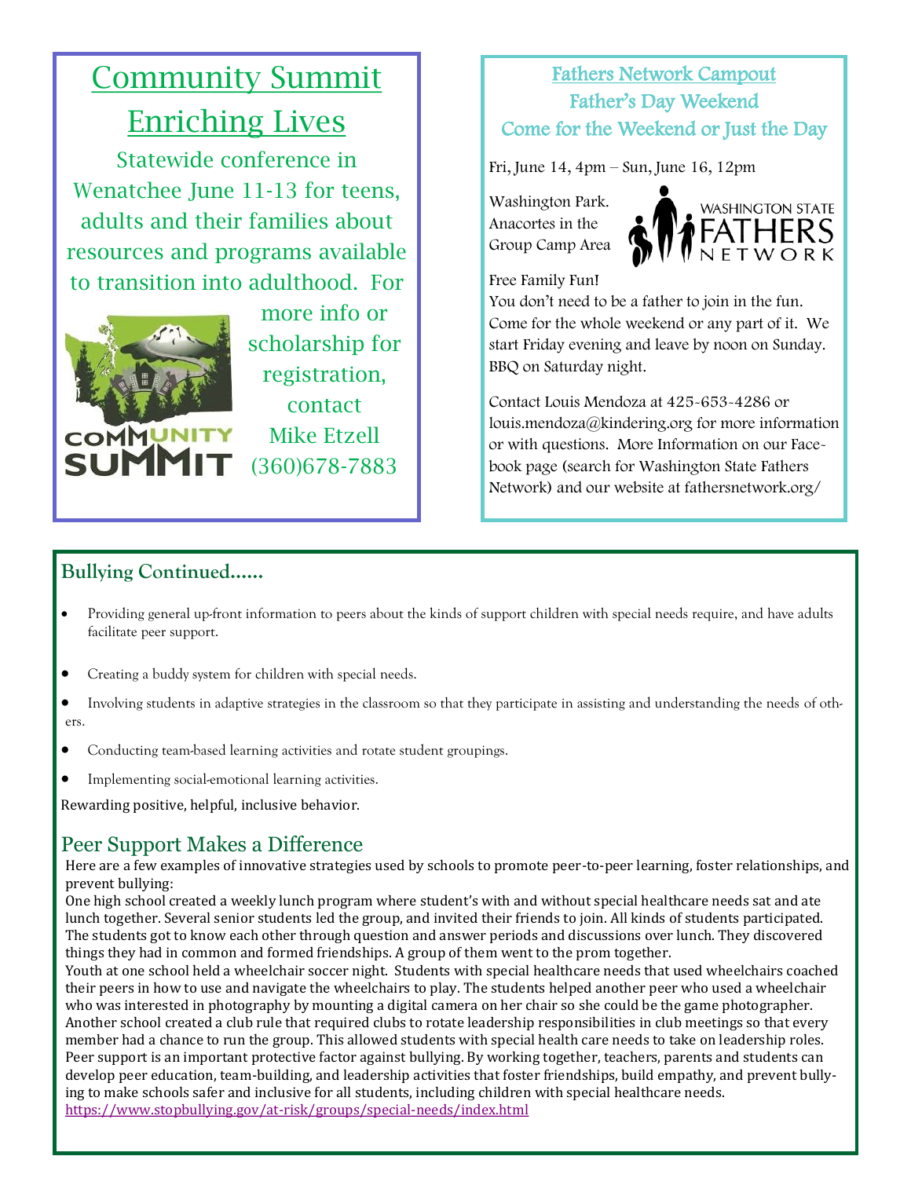## Community Summit Enriching Lives

Statewide conference in Wenatchee June 11-13 for teens, adults and their families about resources and programs available to transition into adulthood. For more info or scholarship for registration, contact Mike Etzell (360)678-7883

## Fathers Network Campout
### Father's Day Weekend
### Come for the Weekend or Just the Day

Fri, June 14, 4pm – Sun, June 16, 12pm

Washington Park. Anacortes in the Group Camp Area

Free Family Fun!

You don't need to be a father to join in the fun. Come for the whole weekend or any part of it. We start Friday evening and leave by noon on Sunday. BBQ on Saturday night.

Contact Louis Mendoza at 425-653-4286 or louis.mendoza@kindering.org for more information or with questions. More Information on our Facebook page (search for Washington State Fathers Network) and our website at fathersnetwork.org/

## Bullying Continued……

- Providing general up-front information to peers about the kinds of support children with special needs require, and have adults facilitate peer support.
- Creating a buddy system for children with special needs.
- Involving students in adaptive strategies in the classroom so that they participate in assisting and understanding the needs of others.
- Conducting team-based learning activities and rotate student groupings.
- Implementing social-emotional learning activities.

Rewarding positive, helpful, inclusive behavior.

## Peer Support Makes a Difference

Here are a few examples of innovative strategies used by schools to promote peer-to-peer learning, foster relationships, and prevent bullying:

One high school created a weekly lunch program where student's with and without special healthcare needs sat and ate lunch together. Several senior students led the group, and invited their friends to join. All kinds of students participated. The students got to know each other through question and answer periods and discussions over lunch. They discovered things they had in common and formed friendships. A group of them went to the prom together.

Youth at one school held a wheelchair soccer night. Students with special healthcare needs that used wheelchairs coached their peers in how to use and navigate the wheelchairs to play. The students helped another peer who used a wheelchair who was interested in photography by mounting a digital camera on her chair so she could be the game photographer.

Another school created a club rule that required clubs to rotate leadership responsibilities in club meetings so that every member had a chance to run the group. This allowed students with special health care needs to take on leadership roles.

Peer support is an important protective factor against bullying. By working together, teachers, parents and students can develop peer education, team-building, and leadership activities that foster friendships, build empathy, and prevent bullying to make schools safer and inclusive for all students, including children with special healthcare needs.

https://www.stopbullying.gov/at-risk/groups/special-needs/index.html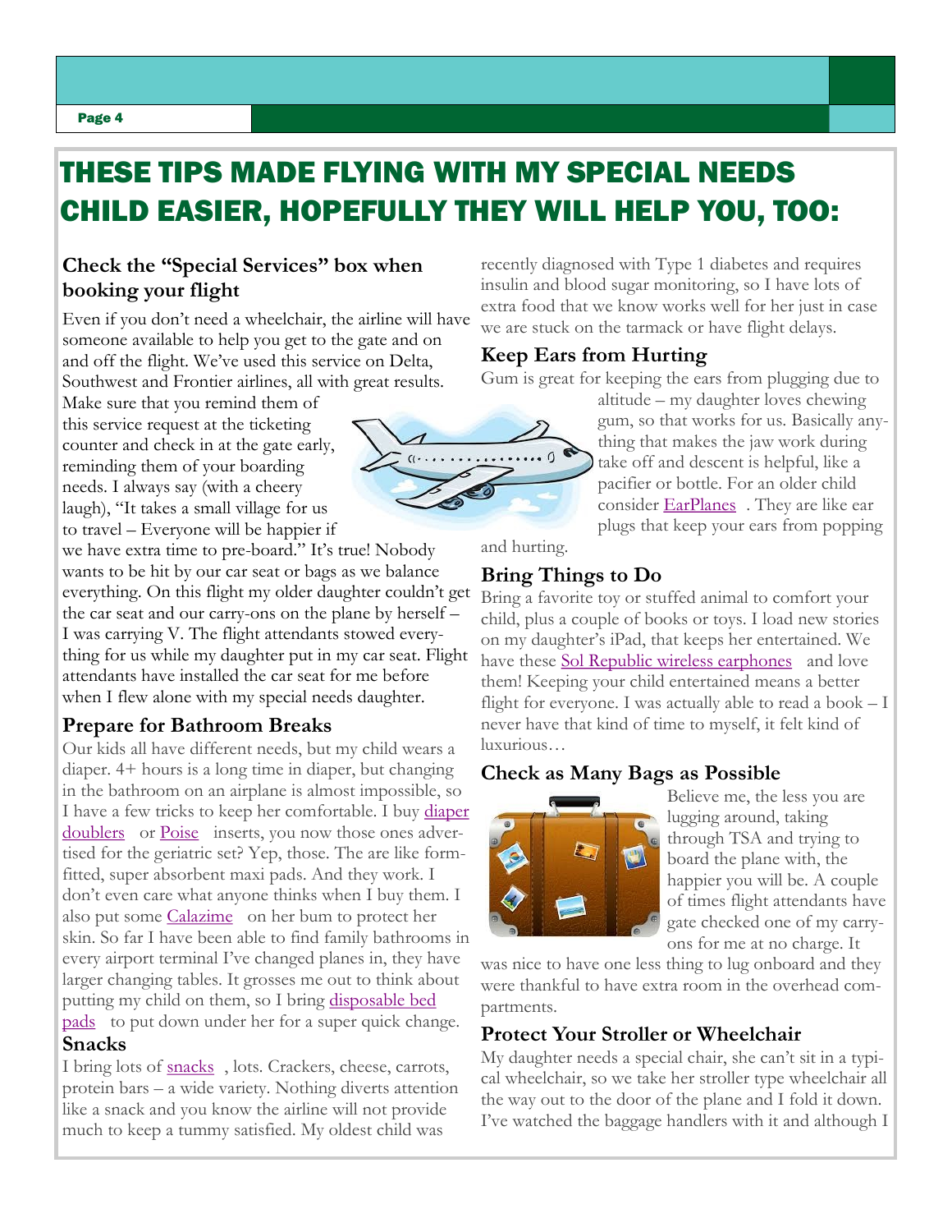# THESE TIPS MADE FLYING WITH MY SPECIAL NEEDS CHILD EASIER, HOPEFULLY THEY WILL HELP YOU, TOO:

## Check the "Special Services" box when booking your flight

Even if you don't need a wheelchair, the airline will have someone available to help you get to the gate and on and off the flight. We've used this service on Delta, Southwest and Frontier airlines, all with great results. Make sure that you remind them of this service request at the ticketing counter and check in at the gate early, reminding them of your boarding needs. I always say (with a cheery laugh), "It takes a small village for us to travel – Everyone will be happier if we have extra time to pre-board." It's true! Nobody wants to be hit by our car seat or bags as we balance everything. On this flight my older daughter couldn't get the car seat and our carry-ons on the plane by herself – I was carrying V. The flight attendants stowed everything for us while my daughter put in my car seat. Flight attendants have installed the car seat for me before when I flew alone with my special needs daughter.

## Prepare for Bathroom Breaks

Our kids all have different needs, but my child wears a diaper. 4+ hours is a long time in diaper, but changing in the bathroom on an airplane is almost impossible, so I have a few tricks to keep her comfortable. I buy diaper doublers or Poise inserts, you now those ones advertised for the geriatric set? Yep, those. The are like form-fitted, super absorbent maxi pads. And they work. I don't even care what anyone thinks when I buy them. I also put some Calazime on her bum to protect her skin. So far I have been able to find family bathrooms in every airport terminal I've changed planes in, they have larger changing tables. It grosses me out to think about putting my child on them, so I bring disposable bed pads to put down under her for a super quick change.

## Snacks

I bring lots of snacks, lots. Crackers, cheese, carrots, protein bars – a wide variety. Nothing diverts attention like a snack and you know the airline will not provide much to keep a tummy satisfied. My oldest child was recently diagnosed with Type 1 diabetes and requires insulin and blood sugar monitoring, so I have lots of extra food that we know works well for her just in case we are stuck on the tarmack or have flight delays.

## Keep Ears from Hurting

Gum is great for keeping the ears from plugging due to altitude – my daughter loves chewing gum, so that works for us. Basically anything that makes the jaw work during take off and descent is helpful, like a pacifier or bottle. For an older child consider EarPlanes. They are like ear plugs that keep your ears from popping and hurting.

## Bring Things to Do

Bring a favorite toy or stuffed animal to comfort your child, plus a couple of books or toys. I load new stories on my daughter's iPad, that keeps her entertained. We have these Sol Republic wireless earphones and love them! Keeping your child entertained means a better flight for everyone. I was actually able to read a book – I never have that kind of time to myself, it felt kind of luxurious…

## Check as Many Bags as Possible

Believe me, the less you are lugging around, taking through TSA and trying to board the plane with, the happier you will be. A couple of times flight attendants have gate checked one of my carry-ons for me at no charge. It was nice to have one less thing to lug onboard and they were thankful to have extra room in the overhead compartments.

## Protect Your Stroller or Wheelchair

My daughter needs a special chair, she can't sit in a typical wheelchair, so we take her stroller type wheelchair all the way out to the door of the plane and I fold it down. I've watched the baggage handlers with it and although I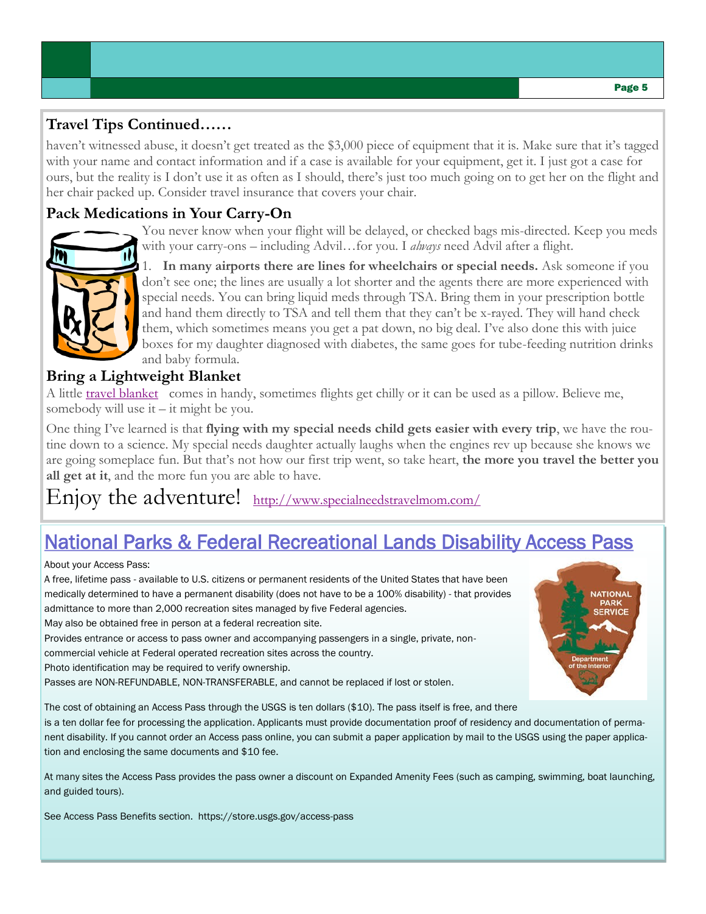## Travel Tips Continued……

haven't witnessed abuse, it doesn't get treated as the $3,000 piece of equipment that it is. Make sure that it's tagged with your name and contact information and if a case is available for your equipment, get it. I just got a case for ours, but the reality is I don't use it as often as I should, there's just too much going on to get her on the flight and her chair packed up. Consider travel insurance that covers your chair.

### Pack Medications in Your Carry-On

You never know when your flight will be delayed, or checked bags mis-directed. Keep you meds with your carry-ons – including Advil…for you. I *always* need Advil after a flight.

1. **In many airports there are lines for wheelchairs or special needs.** Ask someone if you don't see one; the lines are usually a lot shorter and the agents there are more experienced with special needs. You can bring liquid meds through TSA. Bring them in your prescription bottle and hand them directly to TSA and tell them that they can't be x-rayed. They will hand check them, which sometimes means you get a pat down, no big deal. I've also done this with juice boxes for my daughter diagnosed with diabetes, the same goes for tube-feeding nutrition drinks and baby formula.

### Bring a Lightweight Blanket

A little travel blanket comes in handy, sometimes flights get chilly or it can be used as a pillow. Believe me, somebody will use it – it might be you.

One thing I've learned is that **flying with my special needs child gets easier with every trip**, we have the routine down to a science. My special needs daughter actually laughs when the engines rev up because she knows we are going someplace fun. But that's not how our first trip went, so take heart, **the more you travel the better you all get at it**, and the more fun you are able to have.

Enjoy the adventure! http://www.specialneedstravelmom.com/

## National Parks & Federal Recreational Lands Disability Access Pass

About your Access Pass:

A free, lifetime pass - available to U.S. citizens or permanent residents of the United States that have been medically determined to have a permanent disability (does not have to be a 100% disability) - that provides admittance to more than 2,000 recreation sites managed by five Federal agencies.

May also be obtained free in person at a federal recreation site.

Provides entrance or access to pass owner and accompanying passengers in a single, private, non-commercial vehicle at Federal operated recreation sites across the country.

Photo identification may be required to verify ownership.

Passes are NON-REFUNDABLE, NON-TRANSFERABLE, and cannot be replaced if lost or stolen.

The cost of obtaining an Access Pass through the USGS is ten dollars ($10). The pass itself is free, and there is a ten dollar fee for processing the application. Applicants must provide documentation proof of residency and documentation of permanent disability. If you cannot order an Access pass online, you can submit a paper application by mail to the USGS using the paper application and enclosing the same documents and $10 fee.

At many sites the Access Pass provides the pass owner a discount on Expanded Amenity Fees (such as camping, swimming, boat launching, and guided tours).

See Access Pass Benefits section. https://store.usgs.gov/access-pass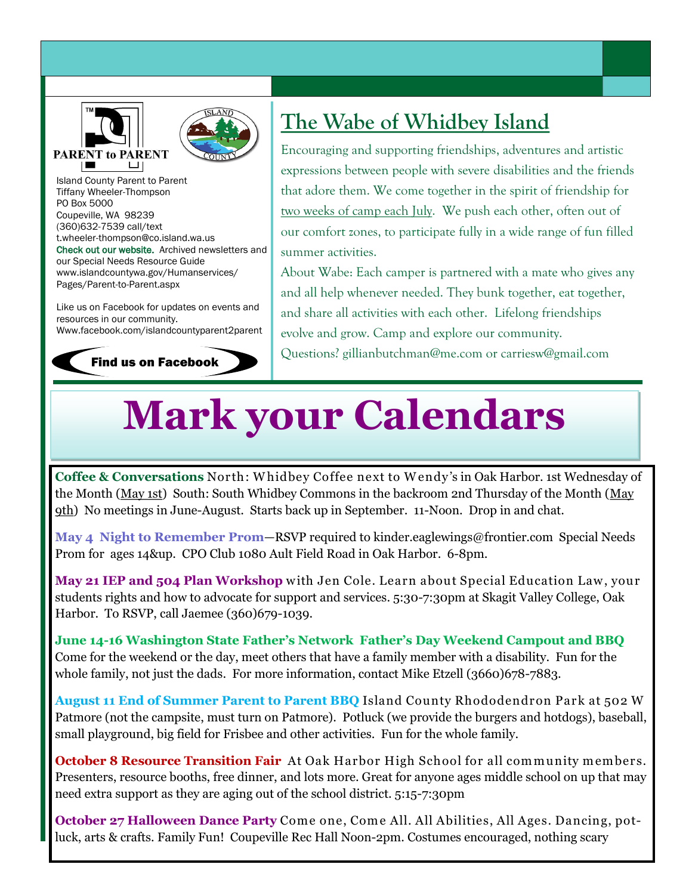PARENT to PARENT

Island County Parent to Parent
Tiffany Wheeler-Thompson
PO Box 5000
Coupeville, WA 98239
(360)632-7539 call/text
t.wheeler-thompson@co.island.wa.us

Check out our website. Archived newsletters and our Special Needs Resource Guide
www.islandcountywa.gov/Humanservices/Pages/Parent-to-Parent.aspx

Like us on Facebook for updates on events and resources in our community.
Www.facebook.com/islandcountyparent2parent

Find us on Facebook

## The Wabe of Whidbey Island

Encouraging and supporting friendships, adventures and artistic expressions between people with severe disabilities and the friends that adore them. We come together in the spirit of friendship for two weeks of camp each July. We push each other, often out of our comfort zones, to participate fully in a wide range of fun filled summer activities.

About Wabe: Each camper is partnered with a mate who gives any and all help whenever needed. They bunk together, eat together, and share all activities with each other. Lifelong friendships evolve and grow. Camp and explore our community.

Questions? gillianbutchman@me.com or carriesw@gmail.com

# Mark your Calendars

**Coffee & Conversations** North: Whidbey Coffee next to Wendy's in Oak Harbor. 1st Wednesday of the Month (May 1st) South: South Whidbey Commons in the backroom 2nd Thursday of the Month (May 9th) No meetings in June-August. Starts back up in September. 11-Noon. Drop in and chat.

**May 4 Night to Remember Prom**—RSVP required to kinder.eaglewings@frontier.com Special Needs Prom for ages 14&up. CPO Club 1080 Ault Field Road in Oak Harbor. 6-8pm.

**May 21 IEP and 504 Plan Workshop** with Jen Cole. Learn about Special Education Law, your students rights and how to advocate for support and services. 5:30-7:30pm at Skagit Valley College, Oak Harbor. To RSVP, call Jaemee (360)679-1039.

**June 14-16 Washington State Father's Network Father's Day Weekend Campout and BBQ** Come for the weekend or the day, meet others that have a family member with a disability. Fun for the whole family, not just the dads. For more information, contact Mike Etzell (3660)678-7883.

**August 11 End of Summer Parent to Parent BBQ** Island County Rhododendron Park at 502 W Patmore (not the campsite, must turn on Patmore). Potluck (we provide the burgers and hotdogs), baseball, small playground, big field for Frisbee and other activities. Fun for the whole family.

**October 8 Resource Transition Fair** At Oak Harbor High School for all community members. Presenters, resource booths, free dinner, and lots more. Great for anyone ages middle school on up that may need extra support as they are aging out of the school district. 5:15-7:30pm

**October 27 Halloween Dance Party** Come one, Come All. All Abilities, All Ages. Dancing, pot-luck, arts & crafts. Family Fun! Coupeville Rec Hall Noon-2pm. Costumes encouraged, nothing scary